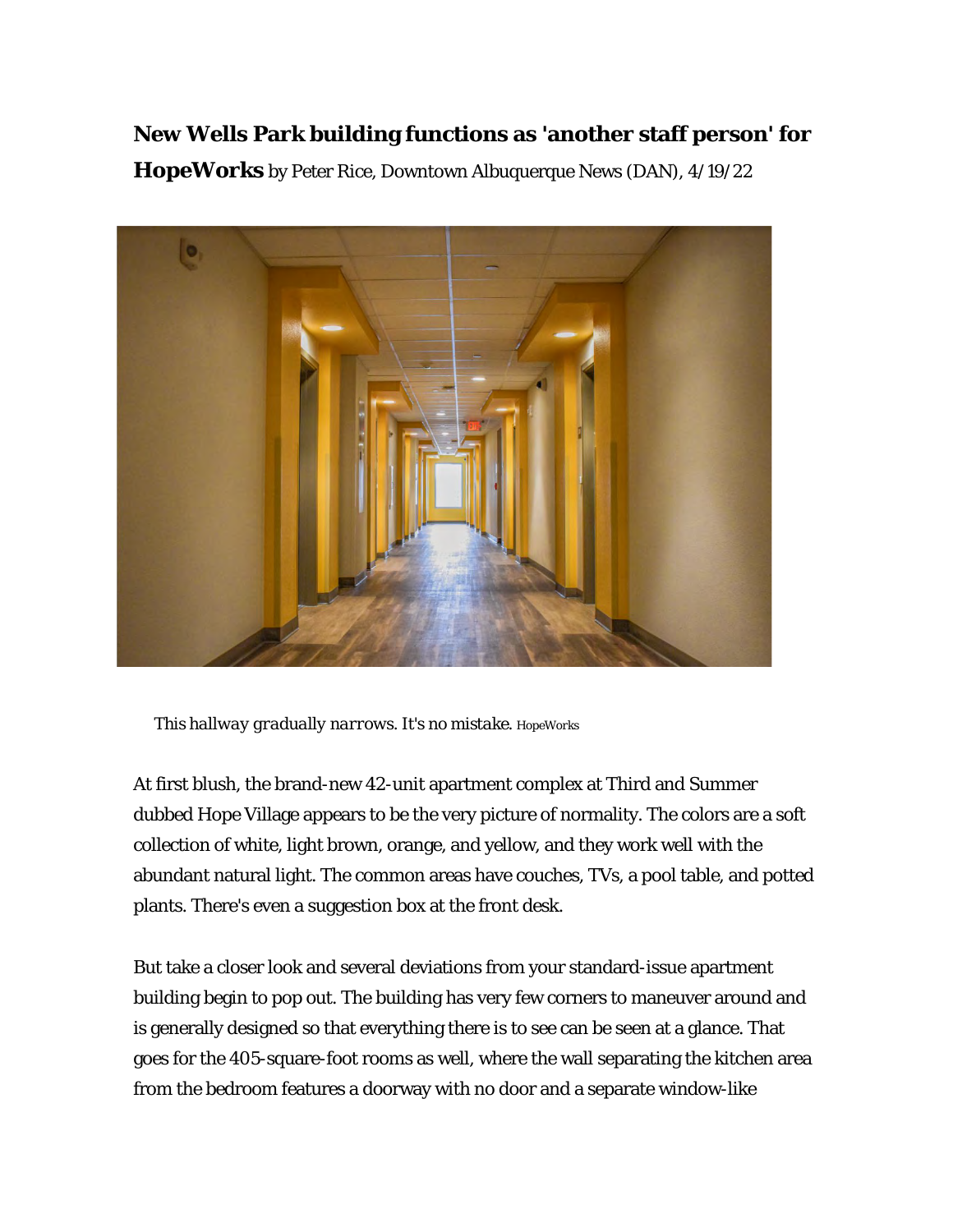**New Wells Park building functions as 'another staff person' for HopeWorks** by Peter Rice, Downtown Albuquerque News (DAN), 4/19/22

*This hallway gradually narrows. It's no mistake.* HopeWorks

At first blush, the brand-new 42-unit apartment complex at Third and Summer dubbed Hope Village appears to be the very picture of normality. The colors are a soft collection of white, light brown, orange, and yellow, and they work well with the abundant natural light. The common areas have couches, TVs, a pool table, and potted plants. There's even a suggestion box at the front desk.

But take a closer look and several deviations from your standard-issue apartment building begin to pop out. The building has very few corners to maneuver around and is generally designed so that everything there is to see can be seen at a glance. That goes for the 405-square-foot rooms as well, where the wall separating the kitchen area from the bedroom features a doorway with no door and a separate window-like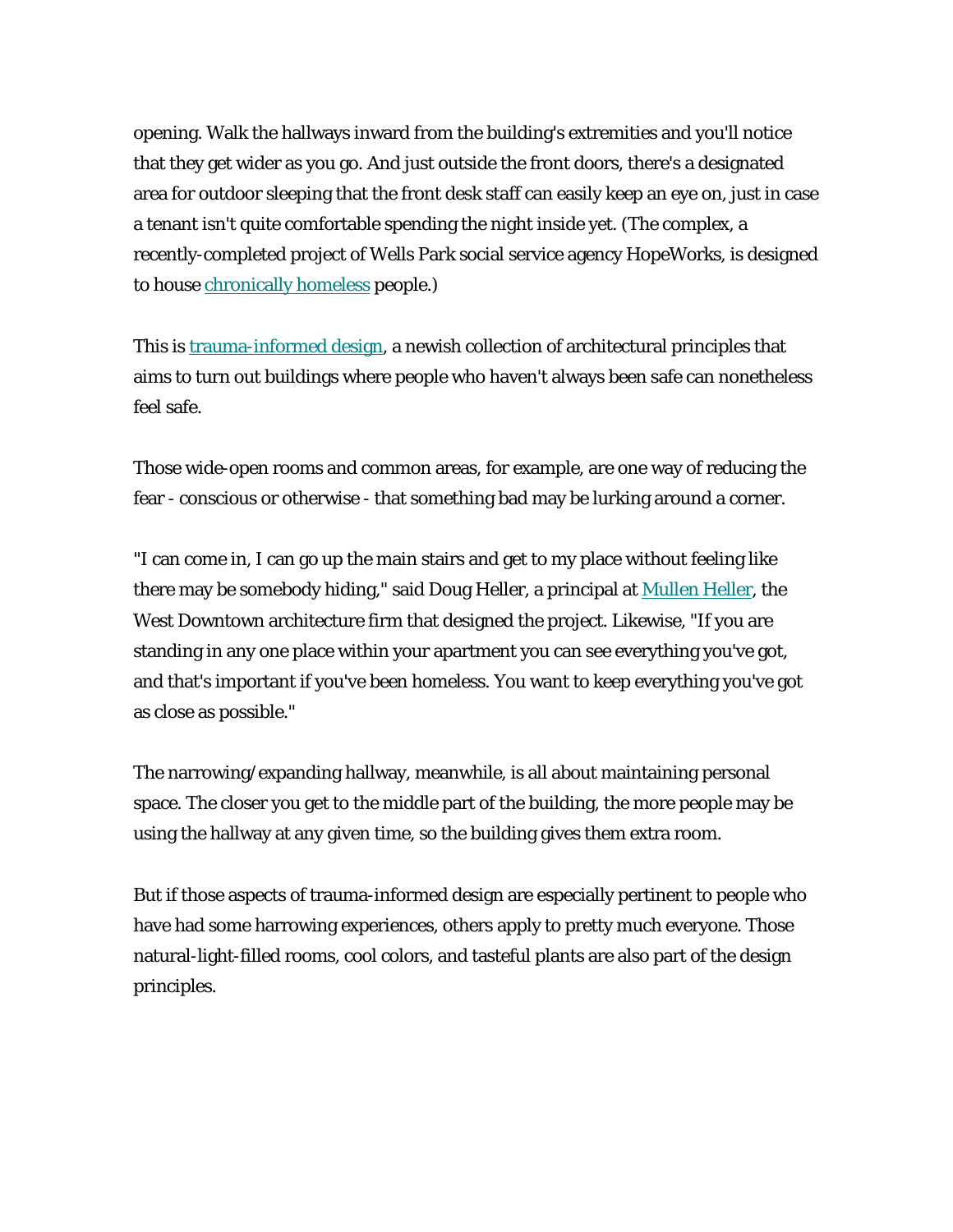opening. Walk the hallways inward from the building's extremities and you'll notice that they get wider as you go. And just outside the front doors, there's a designated area for outdoor sleeping that the front desk staff can easily keep an eye on, just in case a tenant isn't quite comfortable spending the night inside yet. (The complex, a recently-completed project of Wells Park social service agency HopeWorks, is designed to house chronically homeless people.)

This is trauma-informed design, a newish collection of architectural principles that aims to turn out buildings where people who haven't always been safe can nonetheless feel safe.

Those wide-open rooms and common areas, for example, are one way of reducing the fear - conscious or otherwise - that something bad may be lurking around a corner.

"I can come in, I can go up the main stairs and get to my place without feeling like there may be somebody hiding," said Doug Heller, a principal at Mullen Heller, the West Downtown architecture firm that designed the project. Likewise, "If you are standing in any one place within your apartment you can see everything you've got, and that's important if you've been homeless. You want to keep everything you've got as close as possible."

The narrowing/expanding hallway, meanwhile, is all about maintaining personal space. The closer you get to the middle part of the building, the more people may be using the hallway at any given time, so the building gives them extra room.

But if those aspects of trauma-informed design are especially pertinent to people who have had some harrowing experiences, others apply to pretty much everyone. Those natural-light-filled rooms, cool colors, and tasteful plants are also part of the design principles.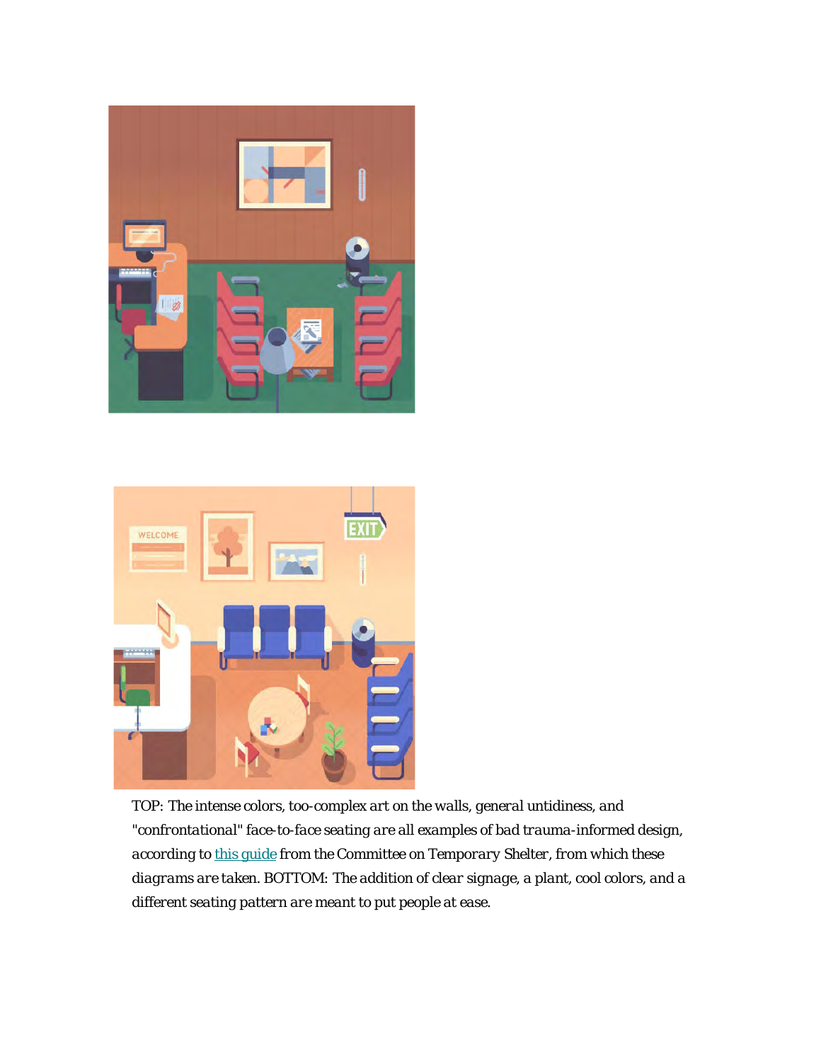TOP: The intense colors, too-complex art on the walls, general untidiness, and "confrontational" face-to-face seating are all examples of bad trauma-informed design, according to [this guide](#) from the Committee on Temporary Shelter, from which these diagrams are taken. BOTTOM: The addition of clear signage, a plant, cool colors, and a different seating pattern are meant to put people at ease.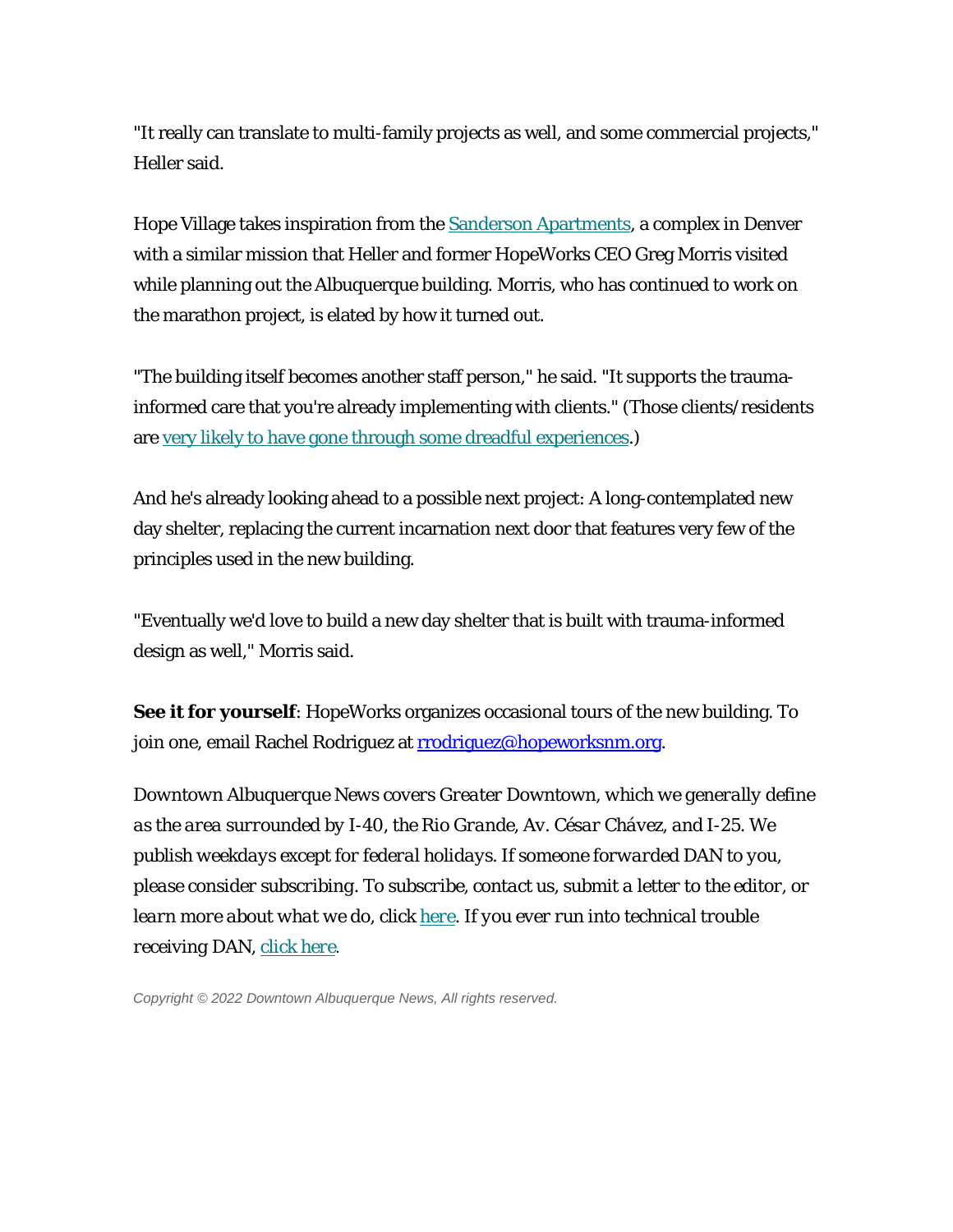"It really can translate to multi-family projects as well, and some commercial projects," Heller said.

Hope Village takes inspiration from the [Sanderson Apartments](), a complex in Denver with a similar mission that Heller and former HopeWorks CEO Greg Morris visited while planning out the Albuquerque building. Morris, who has continued to work on the marathon project, is elated by how it turned out.

"The building itself becomes another staff person," he said. "It supports the trauma-informed care that you're already implementing with clients." (Those clients/residents are [very likely to have gone through some dreadful experiences]().)

And he's already looking ahead to a possible next project: A long-contemplated new day shelter, replacing the current incarnation next door that features very few of the principles used in the new building.

"Eventually we'd love to build a new day shelter that is built with trauma-informed design as well," Morris said.

**See it for yourself**: HopeWorks organizes occasional tours of the new building. To join one, email Rachel Rodriguez at [rrodriguez@hopeworksnm.org](mailto:rrodriguez@hopeworksnm.org).

*Downtown Albuquerque News covers Greater Downtown, which we generally define as the area surrounded by I-40, the Rio Grande, Av. César Chávez, and I-25. We publish weekdays except for federal holidays. If someone forwarded DAN to you, please consider subscribing. To subscribe, contact us, submit a letter to the editor, or learn more about what we do, click [here](). If you ever run into technical trouble receiving DAN, [click here]().*

*Copyright © 2022 Downtown Albuquerque News, All rights reserved.*